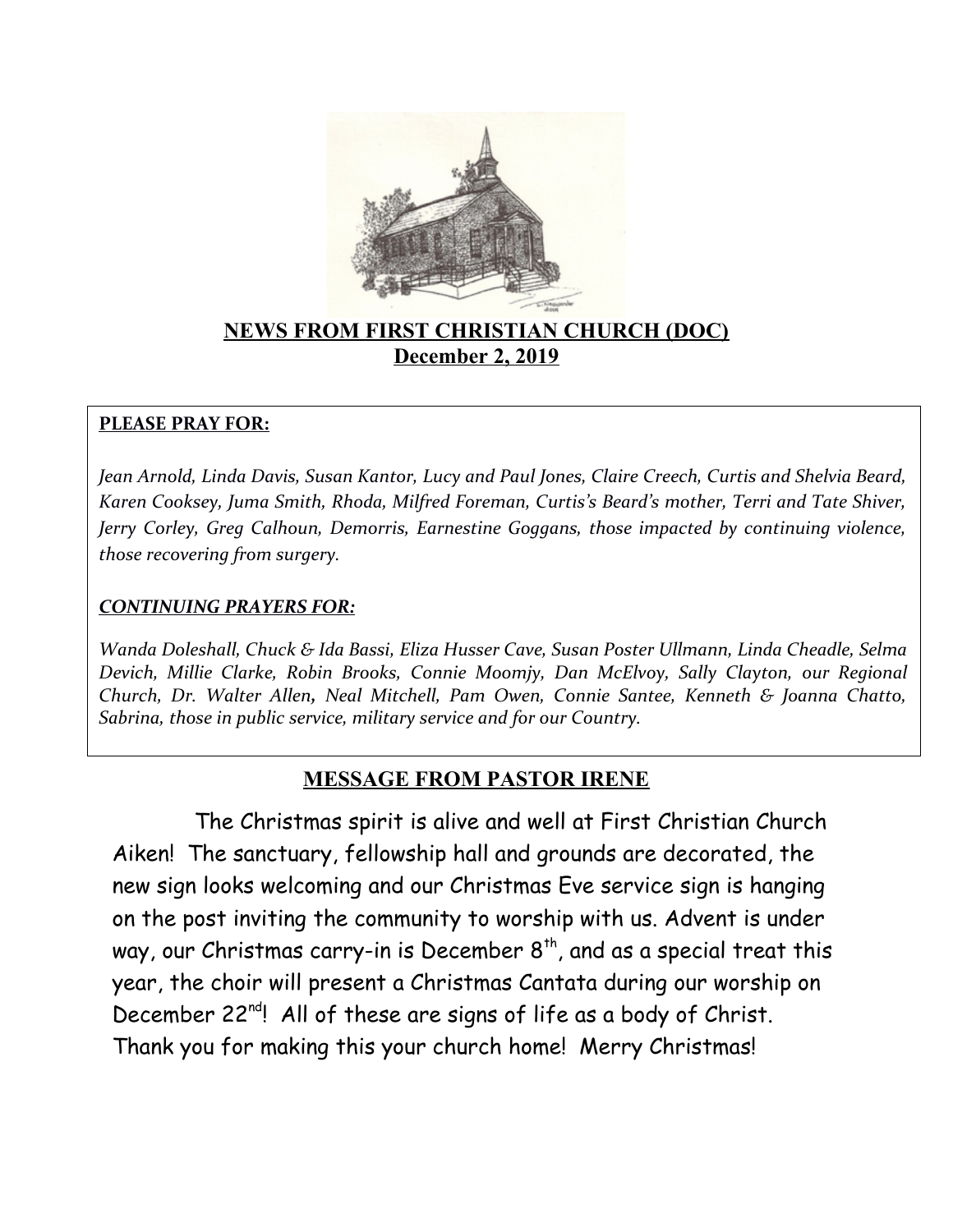# NEWS FROM FIRST CHRISTIAN CHURCH (DOC)

## December 2, 2019

**PLEASE PRAY FOR:**

*Jean Arnold, Linda Davis, Susan Kantor, Lucy and Paul Jones, Claire Creech, Curtis and Shelvia Beard, Karen Cooksey, Juma Smith, Rhoda, Milfred Foreman, Curtis's Beard's mother, Terri and Tate Shiver, Jerry Corley, Greg Calhoun, Demorris, Earnestine Goggans, those impacted by continuing violence, those recovering from surgery.*

***CONTINUING PRAYERS FOR:***

*Wanda Doleshall, Chuck & Ida Bassi, Eliza Husser Cave, Susan Poster Ullmann, Linda Cheadle, Selma Devich, Millie Clarke, Robin Brooks, Connie Moomjy, Dan McElvoy, Sally Clayton, our Regional Church, Dr. Walter Allen, Neal Mitchell, Pam Owen, Connie Santee, Kenneth & Joanna Chatto, Sabrina, those in public service, military service and for our Country.*

## MESSAGE FROM PASTOR IRENE

The Christmas spirit is alive and well at First Christian Church Aiken! The sanctuary, fellowship hall and grounds are decorated, the new sign looks welcoming and our Christmas Eve service sign is hanging on the post inviting the community to worship with us. Advent is under way, our Christmas carry-in is December 8th, and as a special treat this year, the choir will present a Christmas Cantata during our worship on December 22nd! All of these are signs of life as a body of Christ. Thank you for making this your church home! Merry Christmas!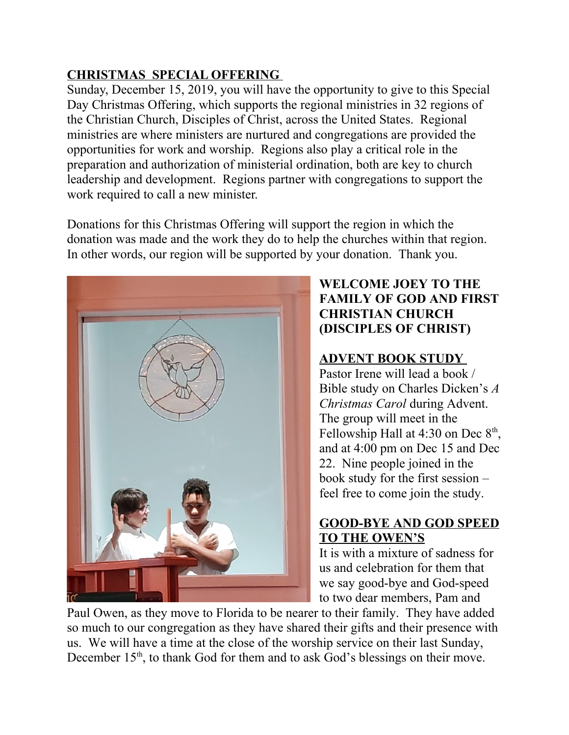## CHRISTMAS SPECIAL OFFERING

Sunday, December 15, 2019, you will have the opportunity to give to this Special Day Christmas Offering, which supports the regional ministries in 32 regions of the Christian Church, Disciples of Christ, across the United States. Regional ministries are where ministers are nurtured and congregations are provided the opportunities for work and worship. Regions also play a critical role in the preparation and authorization of ministerial ordination, both are key to church leadership and development. Regions partner with congregations to support the work required to call a new minister.

Donations for this Christmas Offering will support the region in which the donation was made and the work they do to help the churches within that region. In other words, our region will be supported by your donation. Thank you.

**WELCOME JOEY TO THE FAMILY OF GOD AND FIRST CHRISTIAN CHURCH (DISCIPLES OF CHRIST)**

## ADVENT BOOK STUDY

Pastor Irene will lead a book / Bible study on Charles Dicken's *A Christmas Carol* during Advent. The group will meet in the Fellowship Hall at 4:30 on Dec 8th, and at 4:00 pm on Dec 15 and Dec 22. Nine people joined in the book study for the first session – feel free to come join the study.

## GOOD-BYE AND GOD SPEED TO THE OWEN'S

It is with a mixture of sadness for us and celebration for them that we say good-bye and God-speed to two dear members, Pam and Paul Owen, as they move to Florida to be nearer to their family. They have added so much to our congregation as they have shared their gifts and their presence with us. We will have a time at the close of the worship service on their last Sunday, December 15th, to thank God for them and to ask God's blessings on their move.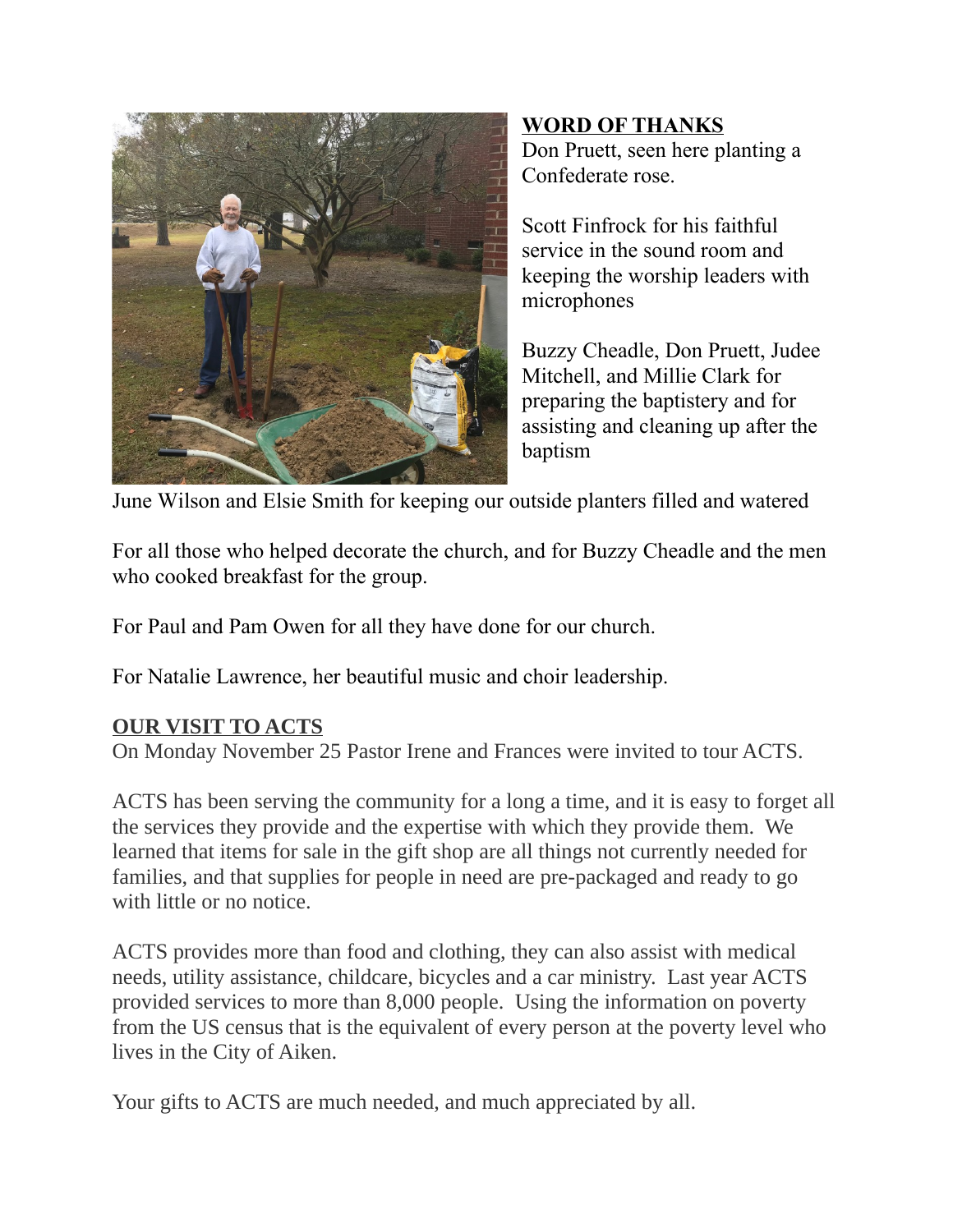**WORD OF THANKS**

Don Pruett, seen here planting a Confederate rose.

Scott Finfrock for his faithful service in the sound room and keeping the worship leaders with microphones

Buzzy Cheadle, Don Pruett, Judee Mitchell, and Millie Clark for preparing the baptistery and for assisting and cleaning up after the baptism

June Wilson and Elsie Smith for keeping our outside planters filled and watered

For all those who helped decorate the church, and for Buzzy Cheadle and the men who cooked breakfast for the group.

For Paul and Pam Owen for all they have done for our church.

For Natalie Lawrence, her beautiful music and choir leadership.

**OUR VISIT TO ACTS**

On Monday November 25 Pastor Irene and Frances were invited to tour ACTS.

ACTS has been serving the community for a long a time, and it is easy to forget all the services they provide and the expertise with which they provide them. We learned that items for sale in the gift shop are all things not currently needed for families, and that supplies for people in need are pre-packaged and ready to go with little or no notice.

ACTS provides more than food and clothing, they can also assist with medical needs, utility assistance, childcare, bicycles and a car ministry. Last year ACTS provided services to more than 8,000 people. Using the information on poverty from the US census that is the equivalent of every person at the poverty level who lives in the City of Aiken.

Your gifts to ACTS are much needed, and much appreciated by all.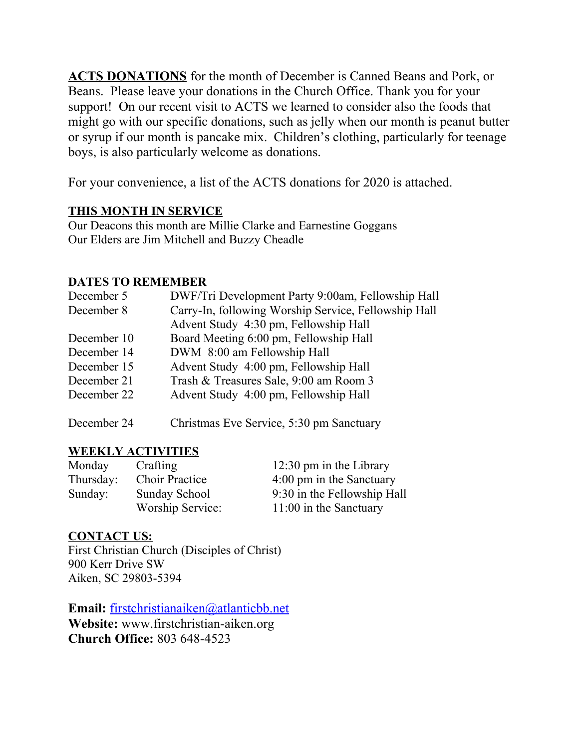**ACTS DONATIONS** for the month of December is Canned Beans and Pork, or Beans. Please leave your donations in the Church Office. Thank you for your support! On our recent visit to ACTS we learned to consider also the foods that might go with our specific donations, such as jelly when our month is peanut butter or syrup if our month is pancake mix. Children's clothing, particularly for teenage boys, is also particularly welcome as donations.

For your convenience, a list of the ACTS donations for 2020 is attached.

**THIS MONTH IN SERVICE**

Our Deacons this month are Millie Clarke and Earnestine Goggans
Our Elders are Jim Mitchell and Buzzy Cheadle

**DATES TO REMEMBER**

| | |
|---|---|
| December 5 | DWF/Tri Development Party 9:00am, Fellowship Hall |
| December 8 | Carry-In, following Worship Service, Fellowship Hall |
| | Advent Study 4:30 pm, Fellowship Hall |
| December 10 | Board Meeting 6:00 pm, Fellowship Hall |
| December 14 | DWM 8:00 am Fellowship Hall |
| December 15 | Advent Study 4:00 pm, Fellowship Hall |
| December 21 | Trash & Treasures Sale, 9:00 am Room 3 |
| December 22 | Advent Study 4:00 pm, Fellowship Hall |
| December 24 | Christmas Eve Service, 5:30 pm Sanctuary |

**WEEKLY ACTIVITIES**

| | | |
|---|---|---|
| Monday | Crafting | 12:30 pm in the Library |
| Thursday: | Choir Practice | 4:00 pm in the Sanctuary |
| Sunday: | Sunday School | 9:30 in the Fellowship Hall |
| | Worship Service: | 11:00 in the Sanctuary |

**CONTACT US:**

First Christian Church (Disciples of Christ)
900 Kerr Drive SW
Aiken, SC 29803-5394

**Email:** firstchristianaiken@atlanticbb.net
**Website:** www.firstchristian-aiken.org
**Church Office:** 803 648-4523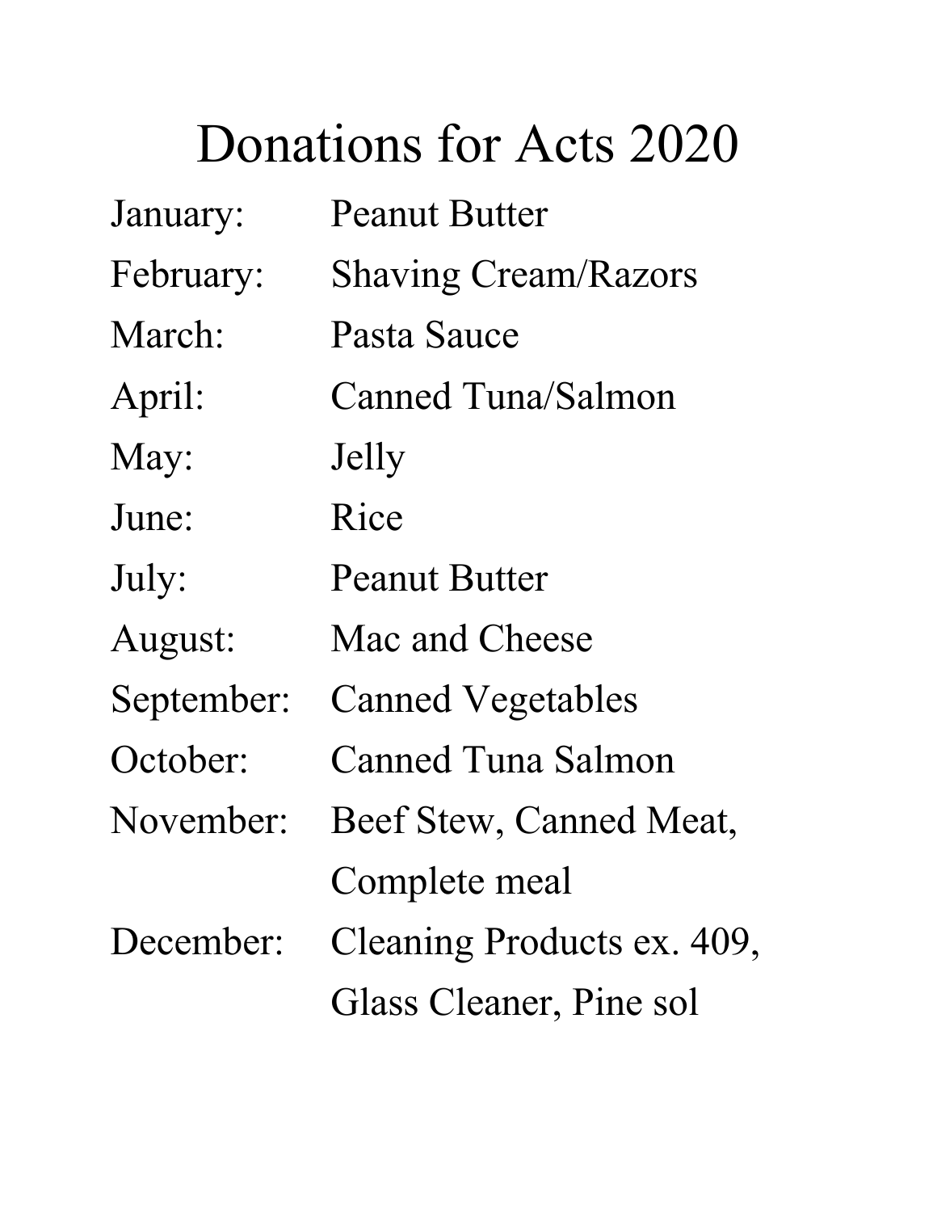# Donations for Acts 2020

| | |
|---|---|
| January: | Peanut Butter |
| February: | Shaving Cream/Razors |
| March: | Pasta Sauce |
| April: | Canned Tuna/Salmon |
| May: | Jelly |
| June: | Rice |
| July: | Peanut Butter |
| August: | Mac and Cheese |
| September: | Canned Vegetables |
| October: | Canned Tuna Salmon |
| November: | Beef Stew, Canned Meat, Complete meal |
| December: | Cleaning Products ex. 409, Glass Cleaner, Pine sol |